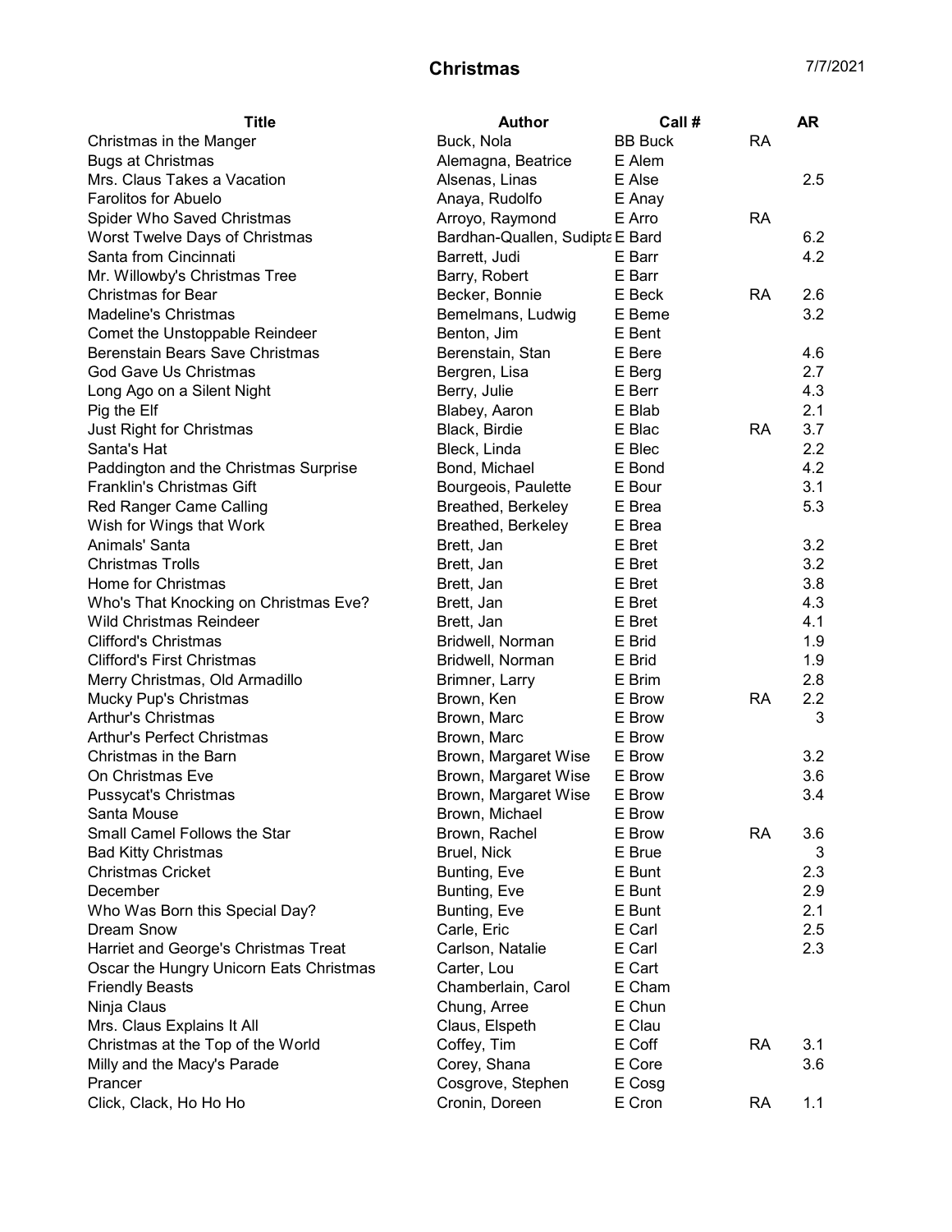# Christmas

7/7/2021

| Title | Author | Call # | | AR |
|---|---|---|---|---|
| Christmas in the Manger | Buck, Nola | BB Buck | RA | |
| Bugs at Christmas | Alemagna, Beatrice | E Alem | | |
| Mrs. Claus Takes a Vacation | Alsenas, Linas | E Alse | | 2.5 |
| Farolitos for Abuelo | Anaya, Rudolfo | E Anay | | |
| Spider Who Saved Christmas | Arroyo, Raymond | E Arro | RA | |
| Worst Twelve Days of Christmas | Bardhan-Quallen, Sudipta | E Bard | | 6.2 |
| Santa from Cincinnati | Barrett, Judi | E Barr | | 4.2 |
| Mr. Willowby's Christmas Tree | Barry, Robert | E Barr | | |
| Christmas for Bear | Becker, Bonnie | E Beck | RA | 2.6 |
| Madeline's Christmas | Bemelmans, Ludwig | E Beme | | 3.2 |
| Comet the Unstoppable Reindeer | Benton, Jim | E Bent | | |
| Berenstain Bears Save Christmas | Berenstain, Stan | E Bere | | 4.6 |
| God Gave Us Christmas | Bergren, Lisa | E Berg | | 2.7 |
| Long Ago on a Silent Night | Berry, Julie | E Berr | | 4.3 |
| Pig the Elf | Blabey, Aaron | E Blab | | 2.1 |
| Just Right for Christmas | Black, Birdie | E Blac | RA | 3.7 |
| Santa's Hat | Bleck, Linda | E Blec | | 2.2 |
| Paddington and the Christmas Surprise | Bond, Michael | E Bond | | 4.2 |
| Franklin's Christmas Gift | Bourgeois, Paulette | E Bour | | 3.1 |
| Red Ranger Came Calling | Breathed, Berkeley | E Brea | | 5.3 |
| Wish for Wings that Work | Breathed, Berkeley | E Brea | | |
| Animals' Santa | Brett, Jan | E Bret | | 3.2 |
| Christmas Trolls | Brett, Jan | E Bret | | 3.2 |
| Home for Christmas | Brett, Jan | E Bret | | 3.8 |
| Who's That Knocking on Christmas Eve? | Brett, Jan | E Bret | | 4.3 |
| Wild Christmas Reindeer | Brett, Jan | E Bret | | 4.1 |
| Clifford's Christmas | Bridwell, Norman | E Brid | | 1.9 |
| Clifford's First Christmas | Bridwell, Norman | E Brid | | 1.9 |
| Merry Christmas, Old Armadillo | Brimner, Larry | E Brim | | 2.8 |
| Mucky Pup's Christmas | Brown, Ken | E Brow | RA | 2.2 |
| Arthur's Christmas | Brown, Marc | E Brow | | 3 |
| Arthur's Perfect Christmas | Brown, Marc | E Brow | | |
| Christmas in the Barn | Brown, Margaret Wise | E Brow | | 3.2 |
| On Christmas Eve | Brown, Margaret Wise | E Brow | | 3.6 |
| Pussycat's Christmas | Brown, Margaret Wise | E Brow | | 3.4 |
| Santa Mouse | Brown, Michael | E Brow | | |
| Small Camel Follows the Star | Brown, Rachel | E Brow | RA | 3.6 |
| Bad Kitty Christmas | Bruel, Nick | E Brue | | 3 |
| Christmas Cricket | Bunting, Eve | E Bunt | | 2.3 |
| December | Bunting, Eve | E Bunt | | 2.9 |
| Who Was Born this Special Day? | Bunting, Eve | E Bunt | | 2.1 |
| Dream Snow | Carle, Eric | E Carl | | 2.5 |
| Harriet and George's Christmas Treat | Carlson, Natalie | E Carl | | 2.3 |
| Oscar the Hungry Unicorn Eats Christmas | Carter, Lou | E Cart | | |
| Friendly Beasts | Chamberlain, Carol | E Cham | | |
| Ninja Claus | Chung, Arree | E Chun | | |
| Mrs. Claus Explains It All | Claus, Elspeth | E Clau | | |
| Christmas at the Top of the World | Coffey, Tim | E Coff | RA | 3.1 |
| Milly and the Macy's Parade | Corey, Shana | E Core | | 3.6 |
| Prancer | Cosgrove, Stephen | E Cosg | | |
| Click, Clack, Ho Ho Ho | Cronin, Doreen | E Cron | RA | 1.1 |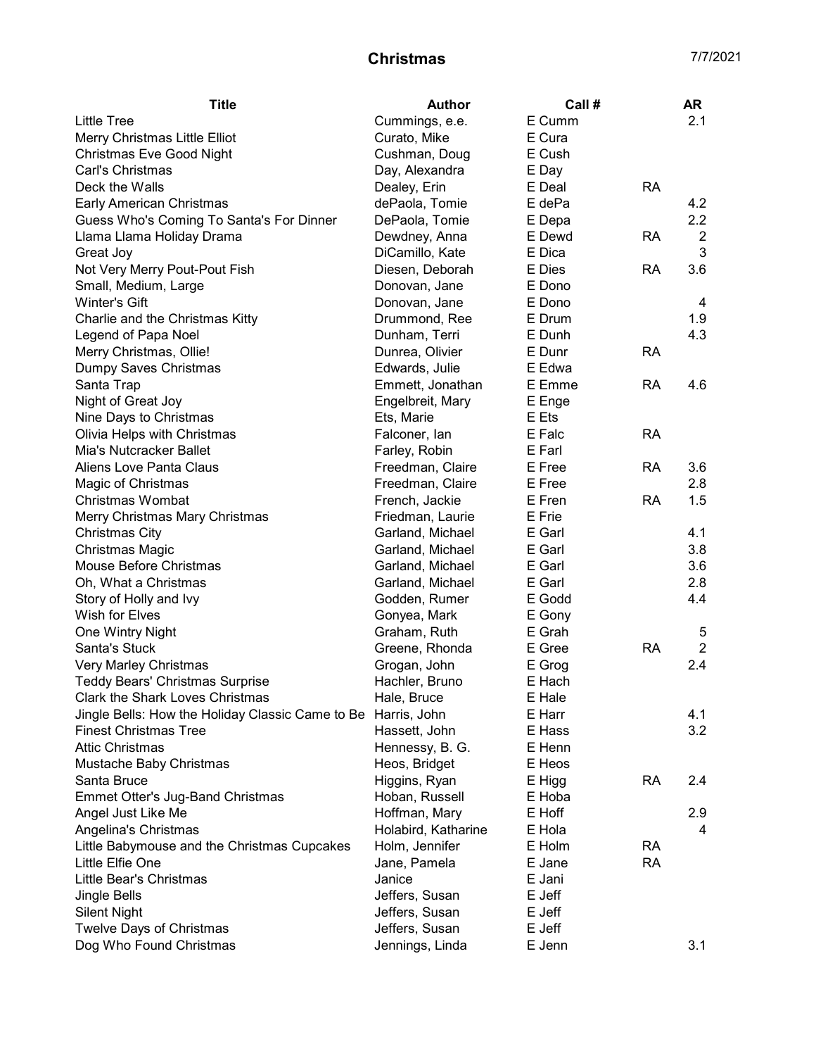# Christmas

7/7/2021

| Title | Author | Call # | | AR |
|---|---|---|---|---|
| Little Tree | Cummings, e.e. | E Cumm | | 2.1 |
| Merry Christmas Little Elliot | Curato, Mike | E Cura | | |
| Christmas Eve Good Night | Cushman, Doug | E Cush | | |
| Carl's Christmas | Day, Alexandra | E Day | | |
| Deck the Walls | Dealey, Erin | E Deal | RA | |
| Early American Christmas | dePaola, Tomie | E dePa | | 4.2 |
| Guess Who's Coming To Santa's For Dinner | DePaola, Tomie | E Depa | | 2.2 |
| Llama Llama Holiday Drama | Dewdney, Anna | E Dewd | RA | 2 |
| Great Joy | DiCamillo, Kate | E Dica | | 3 |
| Not Very Merry Pout-Pout Fish | Diesen, Deborah | E Dies | RA | 3.6 |
| Small, Medium, Large | Donovan, Jane | E Dono | | |
| Winter's Gift | Donovan, Jane | E Dono | | 4 |
| Charlie and the Christmas Kitty | Drummond, Ree | E Drum | | 1.9 |
| Legend of Papa Noel | Dunham, Terri | E Dunh | | 4.3 |
| Merry Christmas, Ollie! | Dunrea, Olivier | E Dunr | RA | |
| Dumpy Saves Christmas | Edwards, Julie | E Edwa | | |
| Santa Trap | Emmett, Jonathan | E Emme | RA | 4.6 |
| Night of Great Joy | Engelbreit, Mary | E Enge | | |
| Nine Days to Christmas | Ets, Marie | E Ets | | |
| Olivia Helps with Christmas | Falconer, Ian | E Falc | RA | |
| Mia's Nutcracker Ballet | Farley, Robin | E Farl | | |
| Aliens Love Panta Claus | Freedman, Claire | E Free | RA | 3.6 |
| Magic of Christmas | Freedman, Claire | E Free | | 2.8 |
| Christmas Wombat | French, Jackie | E Fren | RA | 1.5 |
| Merry Christmas Mary Christmas | Friedman, Laurie | E Frie | | |
| Christmas City | Garland, Michael | E Garl | | 4.1 |
| Christmas Magic | Garland, Michael | E Garl | | 3.8 |
| Mouse Before Christmas | Garland, Michael | E Garl | | 3.6 |
| Oh, What a Christmas | Garland, Michael | E Garl | | 2.8 |
| Story of Holly and Ivy | Godden, Rumer | E Godd | | 4.4 |
| Wish for Elves | Gonyea, Mark | E Gony | | |
| One Wintry Night | Graham, Ruth | E Grah | | 5 |
| Santa's Stuck | Greene, Rhonda | E Gree | RA | 2 |
| Very Marley Christmas | Grogan, John | E Grog | | 2.4 |
| Teddy Bears' Christmas Surprise | Hachler, Bruno | E Hach | | |
| Clark the Shark Loves Christmas | Hale, Bruce | E Hale | | |
| Jingle Bells: How the Holiday Classic Came to Be | Harris, John | E Harr | | 4.1 |
| Finest Christmas Tree | Hassett, John | E Hass | | 3.2 |
| Attic Christmas | Hennessy, B. G. | E Henn | | |
| Mustache Baby Christmas | Heos, Bridget | E Heos | | |
| Santa Bruce | Higgins, Ryan | E Higg | RA | 2.4 |
| Emmet Otter's Jug-Band Christmas | Hoban, Russell | E Hoba | | |
| Angel Just Like Me | Hoffman, Mary | E Hoff | | 2.9 |
| Angelina's Christmas | Holabird, Katharine | E Hola | | 4 |
| Little Babymouse and the Christmas Cupcakes | Holm, Jennifer | E Holm | RA | |
| Little Elfie One | Jane, Pamela | E Jane | RA | |
| Little Bear's Christmas | Janice | E Jani | | |
| Jingle Bells | Jeffers, Susan | E Jeff | | |
| Silent Night | Jeffers, Susan | E Jeff | | |
| Twelve Days of Christmas | Jeffers, Susan | E Jeff | | |
| Dog Who Found Christmas | Jennings, Linda | E Jenn | | 3.1 |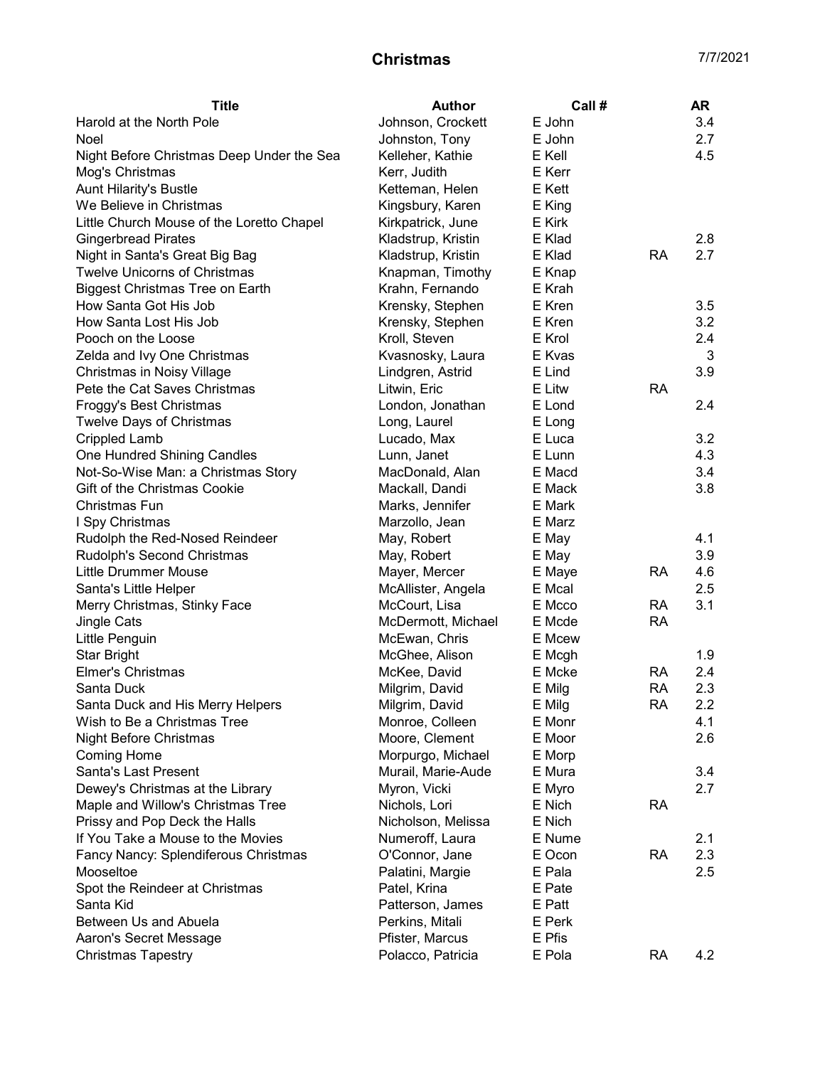# Christmas

7/7/2021

| Title | Author | Call # | | AR |
|---|---|---|---|---|
| Harold at the North Pole | Johnson, Crockett | E John | | 3.4 |
| Noel | Johnston, Tony | E John | | 2.7 |
| Night Before Christmas Deep Under the Sea | Kelleher, Kathie | E Kell | | 4.5 |
| Mog's Christmas | Kerr, Judith | E Kerr | | |
| Aunt Hilarity's Bustle | Ketteman, Helen | E Kett | | |
| We Believe in Christmas | Kingsbury, Karen | E King | | |
| Little Church Mouse of the Loretto Chapel | Kirkpatrick, June | E Kirk | | |
| Gingerbread Pirates | Kladstrup, Kristin | E Klad | | 2.8 |
| Night in Santa's Great Big Bag | Kladstrup, Kristin | E Klad | RA | 2.7 |
| Twelve Unicorns of Christmas | Knapman, Timothy | E Knap | | |
| Biggest Christmas Tree on Earth | Krahn, Fernando | E Krah | | |
| How Santa Got His Job | Krensky, Stephen | E Kren | | 3.5 |
| How Santa Lost His Job | Krensky, Stephen | E Kren | | 3.2 |
| Pooch on the Loose | Kroll, Steven | E Krol | | 2.4 |
| Zelda and Ivy One Christmas | Kvasnosky, Laura | E Kvas | | 3 |
| Christmas in Noisy Village | Lindgren, Astrid | E Lind | | 3.9 |
| Pete the Cat Saves Christmas | Litwin, Eric | E Litw | RA | |
| Froggy's Best Christmas | London, Jonathan | E Lond | | 2.4 |
| Twelve Days of Christmas | Long, Laurel | E Long | | |
| Crippled Lamb | Lucado, Max | E Luca | | 3.2 |
| One Hundred Shining Candles | Lunn, Janet | E Lunn | | 4.3 |
| Not-So-Wise Man: a Christmas Story | MacDonald, Alan | E Macd | | 3.4 |
| Gift of the Christmas Cookie | Mackall, Dandi | E Mack | | 3.8 |
| Christmas Fun | Marks, Jennifer | E Mark | | |
| I Spy Christmas | Marzollo, Jean | E Marz | | |
| Rudolph the Red-Nosed Reindeer | May, Robert | E May | | 4.1 |
| Rudolph's Second Christmas | May, Robert | E May | | 3.9 |
| Little Drummer Mouse | Mayer, Mercer | E Maye | RA | 4.6 |
| Santa's Little Helper | McAllister, Angela | E Mcal | | 2.5 |
| Merry Christmas, Stinky Face | McCourt, Lisa | E Mcco | RA | 3.1 |
| Jingle Cats | McDermott, Michael | E Mcde | RA | |
| Little Penguin | McEwan, Chris | E Mcew | | |
| Star Bright | McGhee, Alison | E Mcgh | | 1.9 |
| Elmer's Christmas | McKee, David | E Mcke | RA | 2.4 |
| Santa Duck | Milgrim, David | E Milg | RA | 2.3 |
| Santa Duck and His Merry Helpers | Milgrim, David | E Milg | RA | 2.2 |
| Wish to Be a Christmas Tree | Monroe, Colleen | E Monr | | 4.1 |
| Night Before Christmas | Moore, Clement | E Moor | | 2.6 |
| Coming Home | Morpurgo, Michael | E Morp | | |
| Santa's Last Present | Murail, Marie-Aude | E Mura | | 3.4 |
| Dewey's Christmas at the Library | Myron, Vicki | E Myro | | 2.7 |
| Maple and Willow's Christmas Tree | Nichols, Lori | E Nich | RA | |
| Prissy and Pop Deck the Halls | Nicholson, Melissa | E Nich | | |
| If You Take a Mouse to the Movies | Numeroff, Laura | E Nume | | 2.1 |
| Fancy Nancy: Splendiferous Christmas | O'Connor, Jane | E Ocon | RA | 2.3 |
| Mooseltoe | Palatini, Margie | E Pala | | 2.5 |
| Spot the Reindeer at Christmas | Patel, Krina | E Pate | | |
| Santa Kid | Patterson, James | E Patt | | |
| Between Us and Abuela | Perkins, Mitali | E Perk | | |
| Aaron's Secret Message | Pfister, Marcus | E Pfis | | |
| Christmas Tapestry | Polacco, Patricia | E Pola | RA | 4.2 |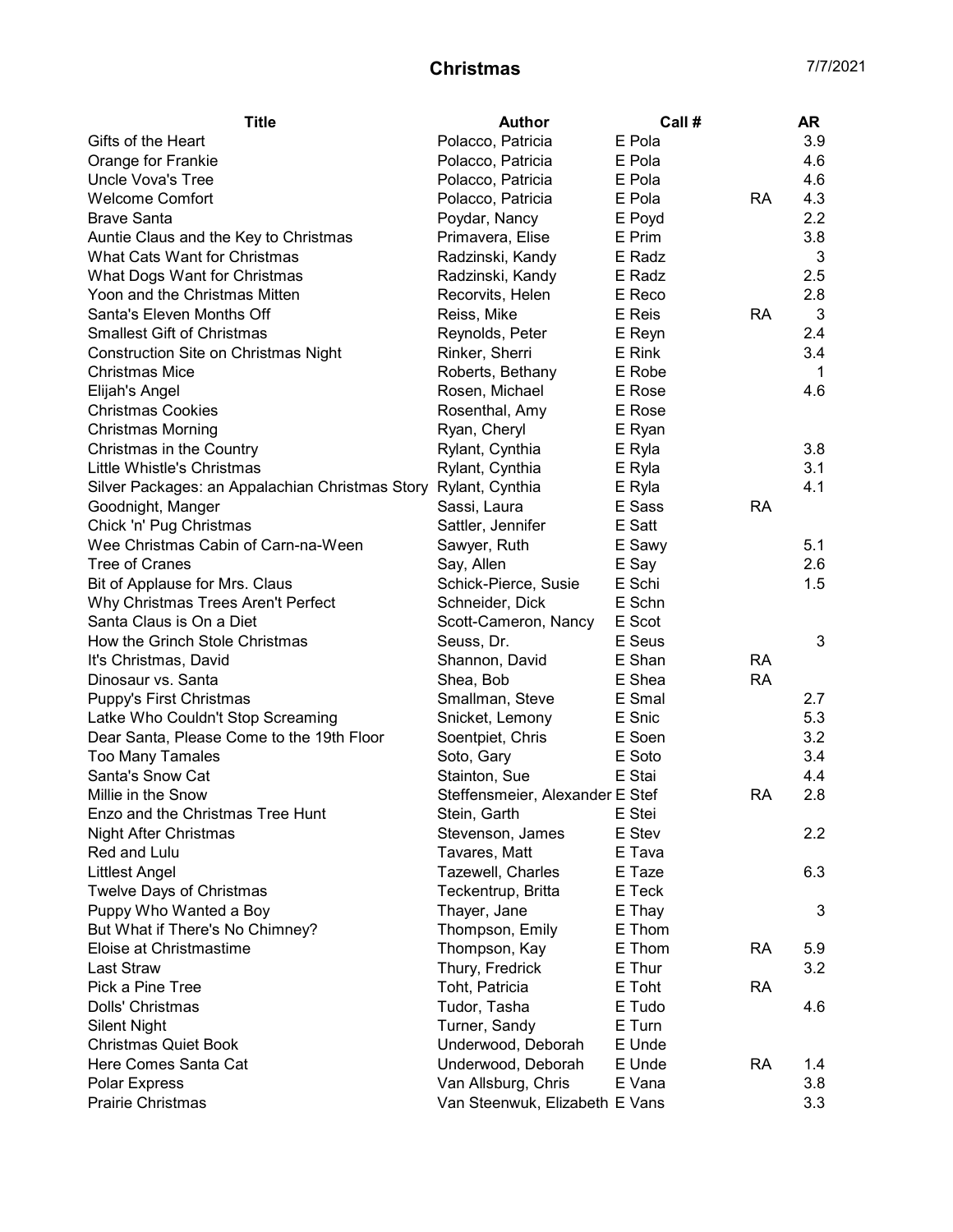# Christmas

7/7/2021

| Title | Author | Call # | | AR |
|---|---|---|---|---|
| Gifts of the Heart | Polacco, Patricia | E Pola | | 3.9 |
| Orange for Frankie | Polacco, Patricia | E Pola | | 4.6 |
| Uncle Vova's Tree | Polacco, Patricia | E Pola | | 4.6 |
| Welcome Comfort | Polacco, Patricia | E Pola | RA | 4.3 |
| Brave Santa | Poydar, Nancy | E Poyd | | 2.2 |
| Auntie Claus and the Key to Christmas | Primavera, Elise | E Prim | | 3.8 |
| What Cats Want for Christmas | Radzinski, Kandy | E Radz | | 3 |
| What Dogs Want for Christmas | Radzinski, Kandy | E Radz | | 2.5 |
| Yoon and the Christmas Mitten | Recorvits, Helen | E Reco | | 2.8 |
| Santa's Eleven Months Off | Reiss, Mike | E Reis | RA | 3 |
| Smallest Gift of Christmas | Reynolds, Peter | E Reyn | | 2.4 |
| Construction Site on Christmas Night | Rinker, Sherri | E Rink | | 3.4 |
| Christmas Mice | Roberts, Bethany | E Robe | | 1 |
| Elijah's Angel | Rosen, Michael | E Rose | | 4.6 |
| Christmas Cookies | Rosenthal, Amy | E Rose | | |
| Christmas Morning | Ryan, Cheryl | E Ryan | | |
| Christmas in the Country | Rylant, Cynthia | E Ryla | | 3.8 |
| Little Whistle's Christmas | Rylant, Cynthia | E Ryla | | 3.1 |
| Silver Packages: an Appalachian Christmas Story | Rylant, Cynthia | E Ryla | | 4.1 |
| Goodnight, Manger | Sassi, Laura | E Sass | RA | |
| Chick 'n' Pug Christmas | Sattler, Jennifer | E Satt | | |
| Wee Christmas Cabin of Carn-na-Ween | Sawyer, Ruth | E Sawy | | 5.1 |
| Tree of Cranes | Say, Allen | E Say | | 2.6 |
| Bit of Applause for Mrs. Claus | Schick-Pierce, Susie | E Schi | | 1.5 |
| Why Christmas Trees Aren't Perfect | Schneider, Dick | E Schn | | |
| Santa Claus is On a Diet | Scott-Cameron, Nancy | E Scot | | |
| How the Grinch Stole Christmas | Seuss, Dr. | E Seus | | 3 |
| It's Christmas, David | Shannon, David | E Shan | RA | |
| Dinosaur vs. Santa | Shea, Bob | E Shea | RA | |
| Puppy's First Christmas | Smallman, Steve | E Smal | | 2.7 |
| Latke Who Couldn't Stop Screaming | Snicket, Lemony | E Snic | | 5.3 |
| Dear Santa, Please Come to the 19th Floor | Soentpiet, Chris | E Soen | | 3.2 |
| Too Many Tamales | Soto, Gary | E Soto | | 3.4 |
| Santa's Snow Cat | Stainton, Sue | E Stai | | 4.4 |
| Millie in the Snow | Steffensmeier, Alexander | E Stef | RA | 2.8 |
| Enzo and the Christmas Tree Hunt | Stein, Garth | E Stei | | |
| Night After Christmas | Stevenson, James | E Stev | | 2.2 |
| Red and Lulu | Tavares, Matt | E Tava | | |
| Littlest Angel | Tazewell, Charles | E Taze | | 6.3 |
| Twelve Days of Christmas | Teckentrup, Britta | E Teck | | |
| Puppy Who Wanted a Boy | Thayer, Jane | E Thay | | 3 |
| But What if There's No Chimney? | Thompson, Emily | E Thom | | |
| Eloise at Christmastime | Thompson, Kay | E Thom | RA | 5.9 |
| Last Straw | Thury, Fredrick | E Thur | | 3.2 |
| Pick a Pine Tree | Toht, Patricia | E Toht | RA | |
| Dolls' Christmas | Tudor, Tasha | E Tudo | | 4.6 |
| Silent Night | Turner, Sandy | E Turn | | |
| Christmas Quiet Book | Underwood, Deborah | E Unde | | |
| Here Comes Santa Cat | Underwood, Deborah | E Unde | RA | 1.4 |
| Polar Express | Van Allsburg, Chris | E Vana | | 3.8 |
| Prairie Christmas | Van Steenwuk, Elizabeth | E Vans | | 3.3 |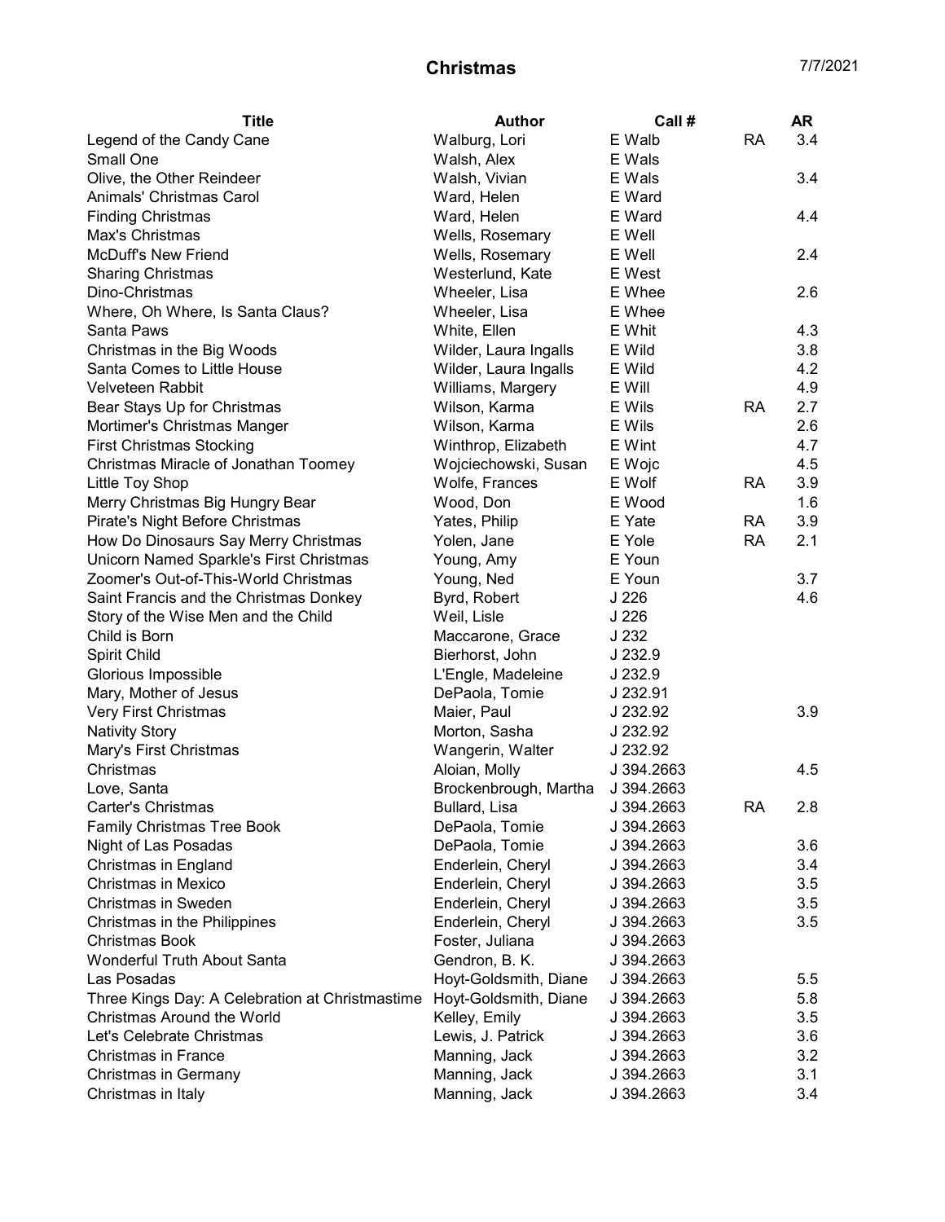# Christmas

7/7/2021

| Title | Author | Call # | | AR |
|---|---|---|---|---|
| Legend of the Candy Cane | Walburg, Lori | E Walb | RA | 3.4 |
| Small One | Walsh, Alex | E Wals | | |
| Olive, the Other Reindeer | Walsh, Vivian | E Wals | | 3.4 |
| Animals' Christmas Carol | Ward, Helen | E Ward | | |
| Finding Christmas | Ward, Helen | E Ward | | 4.4 |
| Max's Christmas | Wells, Rosemary | E Well | | |
| McDuff's New Friend | Wells, Rosemary | E Well | | 2.4 |
| Sharing Christmas | Westerlund, Kate | E West | | |
| Dino-Christmas | Wheeler, Lisa | E Whee | | 2.6 |
| Where, Oh Where, Is Santa Claus? | Wheeler, Lisa | E Whee | | |
| Santa Paws | White, Ellen | E Whit | | 4.3 |
| Christmas in the Big Woods | Wilder, Laura Ingalls | E Wild | | 3.8 |
| Santa Comes to Little House | Wilder, Laura Ingalls | E Wild | | 4.2 |
| Velveteen Rabbit | Williams, Margery | E Will | | 4.9 |
| Bear Stays Up for Christmas | Wilson, Karma | E Wils | RA | 2.7 |
| Mortimer's Christmas Manger | Wilson, Karma | E Wils | | 2.6 |
| First Christmas Stocking | Winthrop, Elizabeth | E Wint | | 4.7 |
| Christmas Miracle of Jonathan Toomey | Wojciechowski, Susan | E Wojc | | 4.5 |
| Little Toy Shop | Wolfe, Frances | E Wolf | RA | 3.9 |
| Merry Christmas Big Hungry Bear | Wood, Don | E Wood | | 1.6 |
| Pirate's Night Before Christmas | Yates, Philip | E Yate | RA | 3.9 |
| How Do Dinosaurs Say Merry Christmas | Yolen, Jane | E Yole | RA | 2.1 |
| Unicorn Named Sparkle's First Christmas | Young, Amy | E Youn | | |
| Zoomer's Out-of-This-World Christmas | Young, Ned | E Youn | | 3.7 |
| Saint Francis and the Christmas Donkey | Byrd, Robert | J 226 | | 4.6 |
| Story of the Wise Men and the Child | Weil, Lisle | J 226 | | |
| Child is Born | Maccarone, Grace | J 232 | | |
| Spirit Child | Bierhorst, John | J 232.9 | | |
| Glorious Impossible | L'Engle, Madeleine | J 232.9 | | |
| Mary, Mother of Jesus | DePaola, Tomie | J 232.91 | | |
| Very First Christmas | Maier, Paul | J 232.92 | | 3.9 |
| Nativity Story | Morton, Sasha | J 232.92 | | |
| Mary's First Christmas | Wangerin, Walter | J 232.92 | | |
| Christmas | Aloian, Molly | J 394.2663 | | 4.5 |
| Love, Santa | Brockenbrough, Martha | J 394.2663 | | |
| Carter's Christmas | Bullard, Lisa | J 394.2663 | RA | 2.8 |
| Family Christmas Tree Book | DePaola, Tomie | J 394.2663 | | |
| Night of Las Posadas | DePaola, Tomie | J 394.2663 | | 3.6 |
| Christmas in England | Enderlein, Cheryl | J 394.2663 | | 3.4 |
| Christmas in Mexico | Enderlein, Cheryl | J 394.2663 | | 3.5 |
| Christmas in Sweden | Enderlein, Cheryl | J 394.2663 | | 3.5 |
| Christmas in the Philippines | Enderlein, Cheryl | J 394.2663 | | 3.5 |
| Christmas Book | Foster, Juliana | J 394.2663 | | |
| Wonderful Truth About Santa | Gendron, B. K. | J 394.2663 | | |
| Las Posadas | Hoyt-Goldsmith, Diane | J 394.2663 | | 5.5 |
| Three Kings Day: A Celebration at Christmastime | Hoyt-Goldsmith, Diane | J 394.2663 | | 5.8 |
| Christmas Around the World | Kelley, Emily | J 394.2663 | | 3.5 |
| Let's Celebrate Christmas | Lewis, J. Patrick | J 394.2663 | | 3.6 |
| Christmas in France | Manning, Jack | J 394.2663 | | 3.2 |
| Christmas in Germany | Manning, Jack | J 394.2663 | | 3.1 |
| Christmas in Italy | Manning, Jack | J 394.2663 | | 3.4 |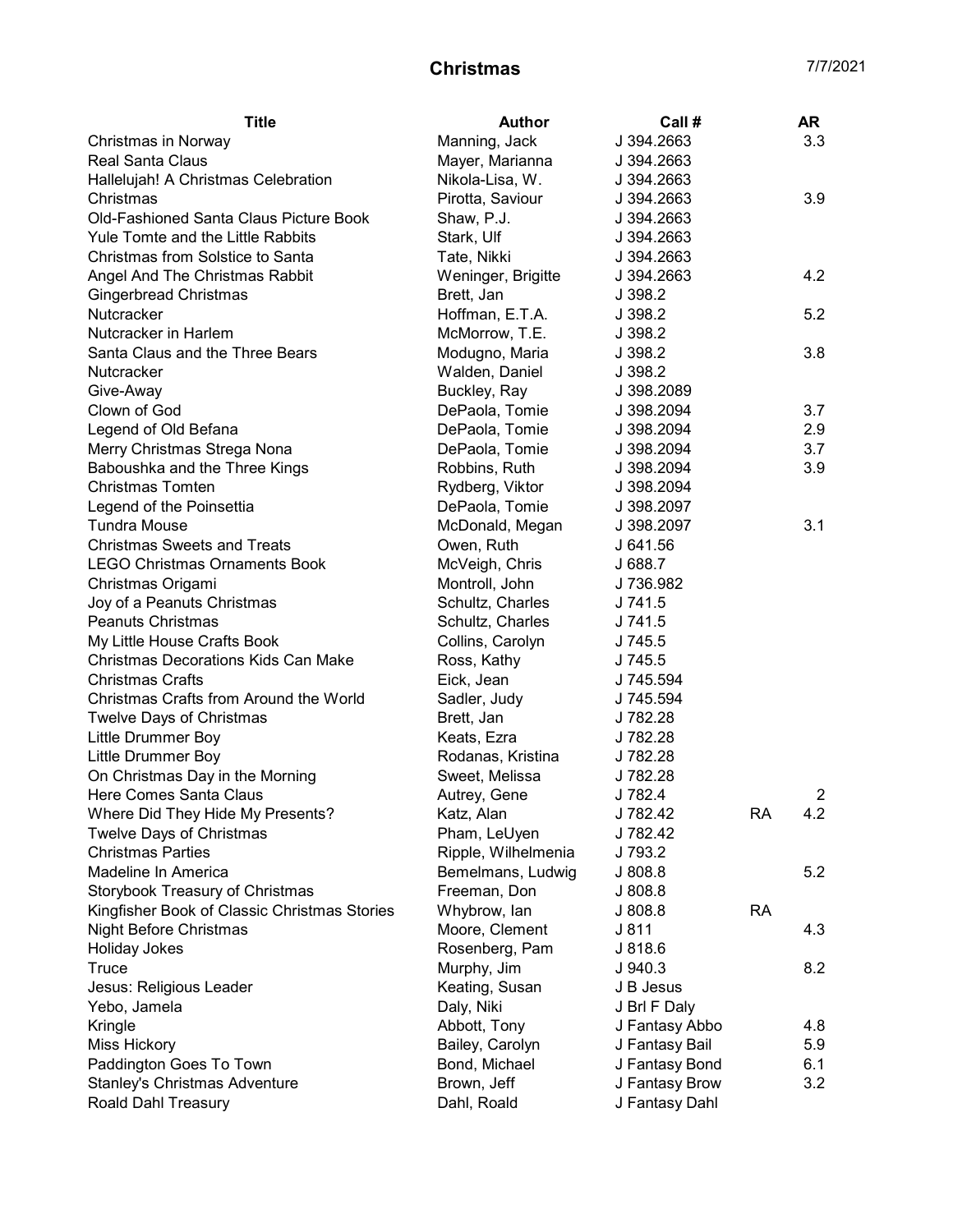# Christmas

7/7/2021

| Title | Author | Call # | | AR |
|---|---|---|---|---|
| Christmas in Norway | Manning, Jack | J 394.2663 | | 3.3 |
| Real Santa Claus | Mayer, Marianna | J 394.2663 | | |
| Hallelujah! A Christmas Celebration | Nikola-Lisa, W. | J 394.2663 | | |
| Christmas | Pirotta, Saviour | J 394.2663 | | 3.9 |
| Old-Fashioned Santa Claus Picture Book | Shaw, P.J. | J 394.2663 | | |
| Yule Tomte and the Little Rabbits | Stark, Ulf | J 394.2663 | | |
| Christmas from Solstice to Santa | Tate, Nikki | J 394.2663 | | |
| Angel And The Christmas Rabbit | Weninger, Brigitte | J 394.2663 | | 4.2 |
| Gingerbread Christmas | Brett, Jan | J 398.2 | | |
| Nutcracker | Hoffman, E.T.A. | J 398.2 | | 5.2 |
| Nutcracker in Harlem | McMorrow, T.E. | J 398.2 | | |
| Santa Claus and the Three Bears | Modugno, Maria | J 398.2 | | 3.8 |
| Nutcracker | Walden, Daniel | J 398.2 | | |
| Give-Away | Buckley, Ray | J 398.2089 | | |
| Clown of God | DePaola, Tomie | J 398.2094 | | 3.7 |
| Legend of Old Befana | DePaola, Tomie | J 398.2094 | | 2.9 |
| Merry Christmas Strega Nona | DePaola, Tomie | J 398.2094 | | 3.7 |
| Baboushka and the Three Kings | Robbins, Ruth | J 398.2094 | | 3.9 |
| Christmas Tomten | Rydberg, Viktor | J 398.2094 | | |
| Legend of the Poinsettia | DePaola, Tomie | J 398.2097 | | |
| Tundra Mouse | McDonald, Megan | J 398.2097 | | 3.1 |
| Christmas Sweets and Treats | Owen, Ruth | J 641.56 | | |
| LEGO Christmas Ornaments Book | McVeigh, Chris | J 688.7 | | |
| Christmas Origami | Montroll, John | J 736.982 | | |
| Joy of a Peanuts Christmas | Schultz, Charles | J 741.5 | | |
| Peanuts Christmas | Schultz, Charles | J 741.5 | | |
| My Little House Crafts Book | Collins, Carolyn | J 745.5 | | |
| Christmas Decorations Kids Can Make | Ross, Kathy | J 745.5 | | |
| Christmas Crafts | Eick, Jean | J 745.594 | | |
| Christmas Crafts from Around the World | Sadler, Judy | J 745.594 | | |
| Twelve Days of Christmas | Brett, Jan | J 782.28 | | |
| Little Drummer Boy | Keats, Ezra | J 782.28 | | |
| Little Drummer Boy | Rodanas, Kristina | J 782.28 | | |
| On Christmas Day in the Morning | Sweet, Melissa | J 782.28 | | |
| Here Comes Santa Claus | Autrey, Gene | J 782.4 | | 2 |
| Where Did They Hide My Presents? | Katz, Alan | J 782.42 | RA | 4.2 |
| Twelve Days of Christmas | Pham, LeUyen | J 782.42 | | |
| Christmas Parties | Ripple, Wilhelmenia | J 793.2 | | |
| Madeline In America | Bemelmans, Ludwig | J 808.8 | | 5.2 |
| Storybook Treasury of Christmas | Freeman, Don | J 808.8 | | |
| Kingfisher Book of Classic Christmas Stories | Whybrow, Ian | J 808.8 | RA | |
| Night Before Christmas | Moore, Clement | J 811 | | 4.3 |
| Holiday Jokes | Rosenberg, Pam | J 818.6 | | |
| Truce | Murphy, Jim | J 940.3 | | 8.2 |
| Jesus: Religious Leader | Keating, Susan | J B Jesus | | |
| Yebo, Jamela | Daly, Niki | J Brl F Daly | | |
| Kringle | Abbott, Tony | J Fantasy Abbo | | 4.8 |
| Miss Hickory | Bailey, Carolyn | J Fantasy Bail | | 5.9 |
| Paddington Goes To Town | Bond, Michael | J Fantasy Bond | | 6.1 |
| Stanley's Christmas Adventure | Brown, Jeff | J Fantasy Brow | | 3.2 |
| Roald Dahl Treasury | Dahl, Roald | J Fantasy Dahl | | |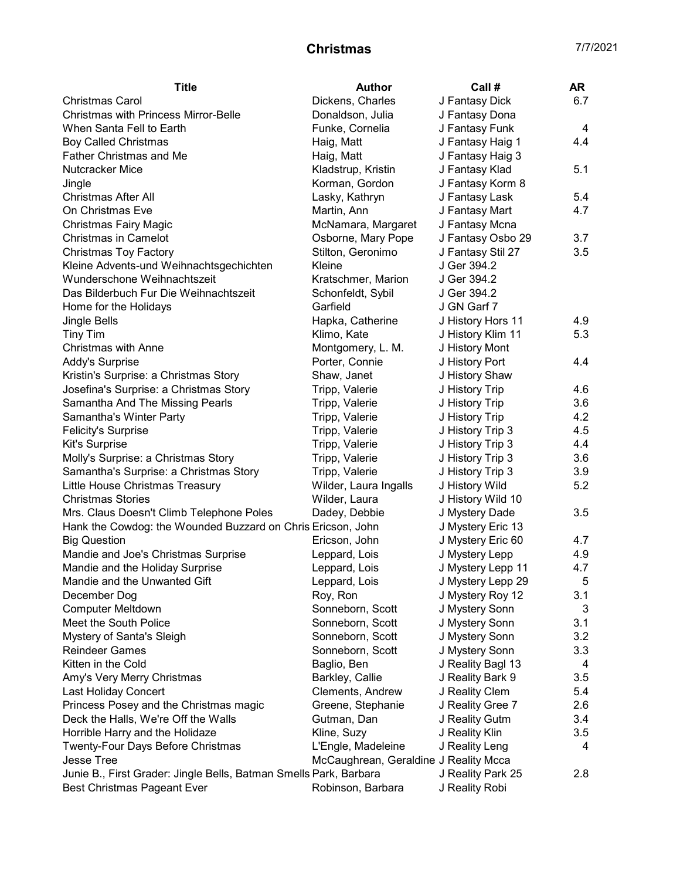# Christmas

7/7/2021

| Title | Author | Call # | AR |
|---|---|---|---|
| Christmas Carol | Dickens, Charles | J Fantasy Dick | 6.7 |
| Christmas with Princess Mirror-Belle | Donaldson, Julia | J Fantasy Dona | |
| When Santa Fell to Earth | Funke, Cornelia | J Fantasy Funk | 4 |
| Boy Called Christmas | Haig, Matt | J Fantasy Haig 1 | 4.4 |
| Father Christmas and Me | Haig, Matt | J Fantasy Haig 3 | |
| Nutcracker Mice | Kladstrup, Kristin | J Fantasy Klad | 5.1 |
| Jingle | Korman, Gordon | J Fantasy Korm 8 | |
| Christmas After All | Lasky, Kathryn | J Fantasy Lask | 5.4 |
| On Christmas Eve | Martin, Ann | J Fantasy Mart | 4.7 |
| Christmas Fairy Magic | McNamara, Margaret | J Fantasy Mcna | |
| Christmas in Camelot | Osborne, Mary Pope | J Fantasy Osbo 29 | 3.7 |
| Christmas Toy Factory | Stilton, Geronimo | J Fantasy Stil 27 | 3.5 |
| Kleine Advents-und Weihnachtsgechichten | Kleine | J Ger 394.2 | |
| Wunderschone Weihnachtszeit | Kratschmer, Marion | J Ger 394.2 | |
| Das Bilderbuch Fur Die Weihnachtszeit | Schonfeldt, Sybil | J Ger 394.2 | |
| Home for the Holidays | Garfield | J GN Garf 7 | |
| Jingle Bells | Hapka, Catherine | J History Hors 11 | 4.9 |
| Tiny Tim | Klimo, Kate | J History Klim 11 | 5.3 |
| Christmas with Anne | Montgomery, L. M. | J History Mont | |
| Addy's Surprise | Porter, Connie | J History Port | 4.4 |
| Kristin's Surprise: a Christmas Story | Shaw, Janet | J History Shaw | |
| Josefina's Surprise: a Christmas Story | Tripp, Valerie | J History Trip | 4.6 |
| Samantha And The Missing Pearls | Tripp, Valerie | J History Trip | 3.6 |
| Samantha's Winter Party | Tripp, Valerie | J History Trip | 4.2 |
| Felicity's Surprise | Tripp, Valerie | J History Trip 3 | 4.5 |
| Kit's Surprise | Tripp, Valerie | J History Trip 3 | 4.4 |
| Molly's Surprise: a Christmas Story | Tripp, Valerie | J History Trip 3 | 3.6 |
| Samantha's Surprise: a Christmas Story | Tripp, Valerie | J History Trip 3 | 3.9 |
| Little House Christmas Treasury | Wilder, Laura Ingalls | J History Wild | 5.2 |
| Christmas Stories | Wilder, Laura | J History Wild 10 | |
| Mrs. Claus Doesn't Climb Telephone Poles | Dadey, Debbie | J Mystery Dade | 3.5 |
| Hank the Cowdog: the Wounded Buzzard on Chris | Ericson, John | J Mystery Eric 13 | |
| Big Question | Ericson, John | J Mystery Eric 60 | 4.7 |
| Mandie and Joe's Christmas Surprise | Leppard, Lois | J Mystery Lepp | 4.9 |
| Mandie and the Holiday Surprise | Leppard, Lois | J Mystery Lepp 11 | 4.7 |
| Mandie and the Unwanted Gift | Leppard, Lois | J Mystery Lepp 29 | 5 |
| December Dog | Roy, Ron | J Mystery Roy 12 | 3.1 |
| Computer Meltdown | Sonneborn, Scott | J Mystery Sonn | 3 |
| Meet the South Police | Sonneborn, Scott | J Mystery Sonn | 3.1 |
| Mystery of Santa's Sleigh | Sonneborn, Scott | J Mystery Sonn | 3.2 |
| Reindeer Games | Sonneborn, Scott | J Mystery Sonn | 3.3 |
| Kitten in the Cold | Baglio, Ben | J Reality Bagl 13 | 4 |
| Amy's Very Merry Christmas | Barkley, Callie | J Reality Bark 9 | 3.5 |
| Last Holiday Concert | Clements, Andrew | J Reality Clem | 5.4 |
| Princess Posey and the Christmas magic | Greene, Stephanie | J Reality Gree 7 | 2.6 |
| Deck the Halls, We're Off the Walls | Gutman, Dan | J Reality Gutm | 3.4 |
| Horrible Harry and the Holidaze | Kline, Suzy | J Reality Klin | 3.5 |
| Twenty-Four Days Before Christmas | L'Engle, Madeleine | J Reality Leng | 4 |
| Jesse Tree | McCaughrean, Geraldine | J Reality Mcca | |
| Junie B., First Grader: Jingle Bells, Batman Smells | Park, Barbara | J Reality Park 25 | 2.8 |
| Best Christmas Pageant Ever | Robinson, Barbara | J Reality Robi | |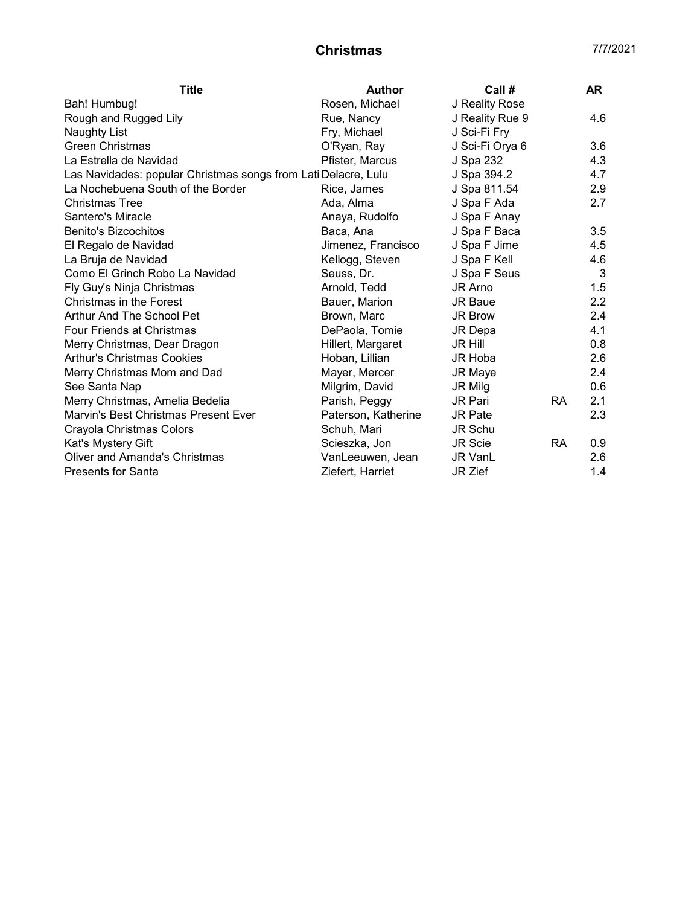## Christmas

7/7/2021

| Title | Author | Call # | | AR |
|---|---|---|---|---|
| Bah! Humbug! | Rosen, Michael | J Reality Rose | | |
| Rough and Rugged Lily | Rue, Nancy | J Reality Rue 9 | | 4.6 |
| Naughty List | Fry, Michael | J Sci-Fi Fry | | |
| Green Christmas | O'Ryan, Ray | J Sci-Fi Orya 6 | | 3.6 |
| La Estrella de Navidad | Pfister, Marcus | J Spa 232 | | 4.3 |
| Las Navidades: popular Christmas songs from Lati | Delacre, Lulu | J Spa 394.2 | | 4.7 |
| La Nochebuena South of the Border | Rice, James | J Spa 811.54 | | 2.9 |
| Christmas Tree | Ada, Alma | J Spa F Ada | | 2.7 |
| Santero's Miracle | Anaya, Rudolfo | J Spa F Anay | | |
| Benito's Bizcochitos | Baca, Ana | J Spa F Baca | | 3.5 |
| El Regalo de Navidad | Jimenez, Francisco | J Spa F Jime | | 4.5 |
| La Bruja de Navidad | Kellogg, Steven | J Spa F Kell | | 4.6 |
| Como El Grinch Robo La Navidad | Seuss, Dr. | J Spa F Seus | | 3 |
| Fly Guy's Ninja Christmas | Arnold, Tedd | JR Arno | | 1.5 |
| Christmas in the Forest | Bauer, Marion | JR Baue | | 2.2 |
| Arthur And The School Pet | Brown, Marc | JR Brow | | 2.4 |
| Four Friends at Christmas | DePaola, Tomie | JR Depa | | 4.1 |
| Merry Christmas, Dear Dragon | Hillert, Margaret | JR Hill | | 0.8 |
| Arthur's Christmas Cookies | Hoban, Lillian | JR Hoba | | 2.6 |
| Merry Christmas Mom and Dad | Mayer, Mercer | JR Maye | | 2.4 |
| See Santa Nap | Milgrim, David | JR Milg | | 0.6 |
| Merry Christmas, Amelia Bedelia | Parish, Peggy | JR Pari | RA | 2.1 |
| Marvin's Best Christmas Present Ever | Paterson, Katherine | JR Pate | | 2.3 |
| Crayola Christmas Colors | Schuh, Mari | JR Schu | | |
| Kat's Mystery Gift | Scieszka, Jon | JR Scie | RA | 0.9 |
| Oliver and Amanda's Christmas | VanLeeuwen, Jean | JR VanL | | 2.6 |
| Presents for Santa | Ziefert, Harriet | JR Zief | | 1.4 |